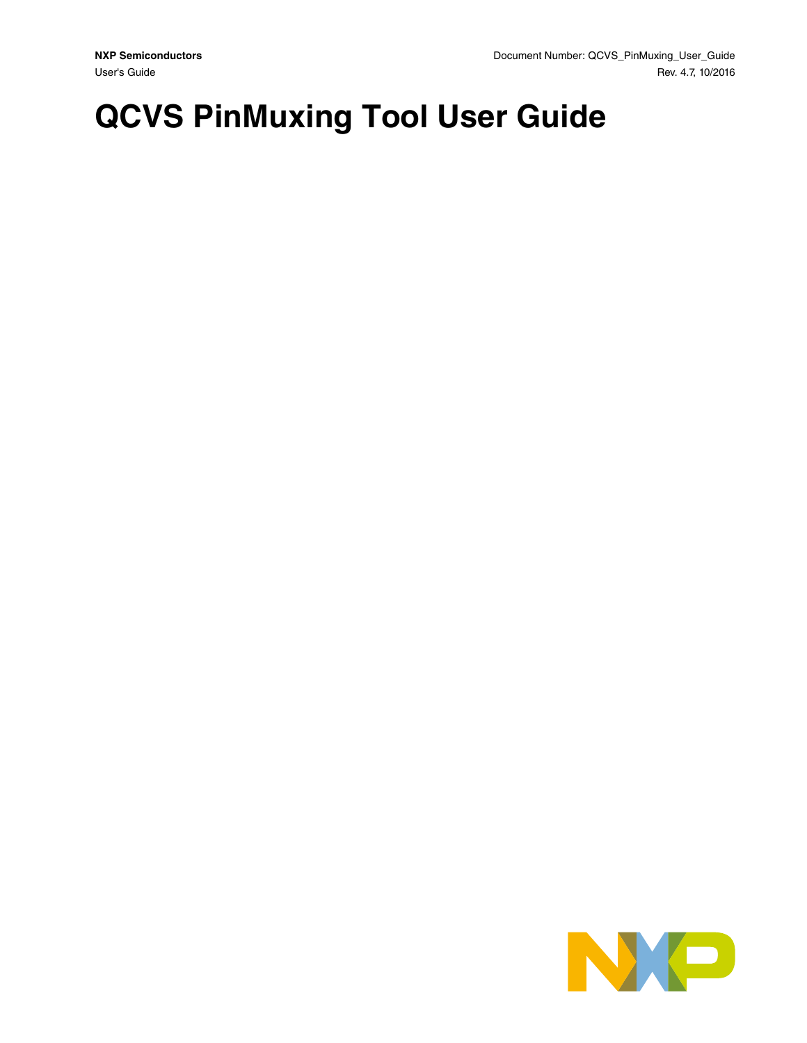**NXP Semiconductors**

User's Guide

Document Number: QCVS_PinMuxing_User_Guide

Rev. 4.7, 10/2016

# QCVS PinMuxing Tool User Guide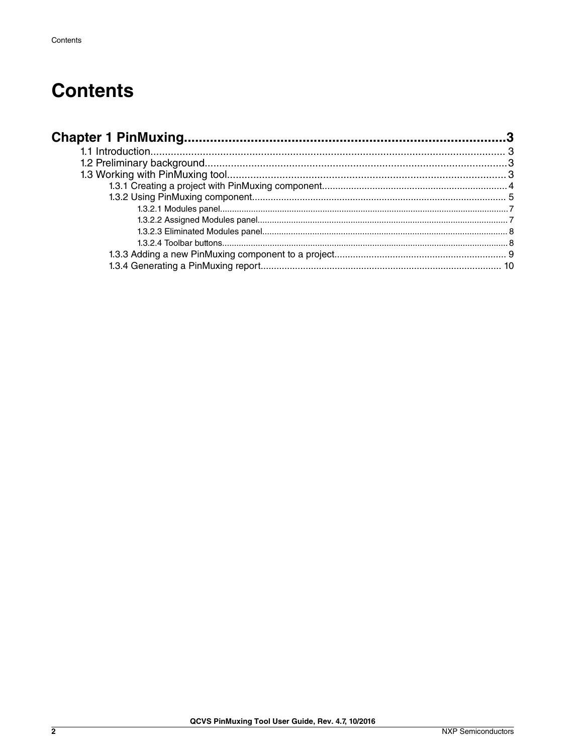# Contents

**Chapter 1 PinMuxing....................................................................................3**

- 1.1 Introduction.......................................................................................................... 3
- 1.2 Preliminary background.......................................................................................3
- 1.3 Working with PinMuxing tool...............................................................................3
  - 1.3.1 Creating a project with PinMuxing component................................................... 4
  - 1.3.2 Using PinMuxing component............................................................................. 5
    - 1.3.2.1 Modules panel...........................................................................................7
    - 1.3.2.2 Assigned Modules panel.............................................................................7
    - 1.3.2.3 Eliminated Modules panel...........................................................................8
    - 1.3.2.4 Toolbar buttons...........................................................................................8
  - 1.3.3 Adding a new PinMuxing component to a project............................................... 9
  - 1.3.4 Generating a PinMuxing report......................................................................... 10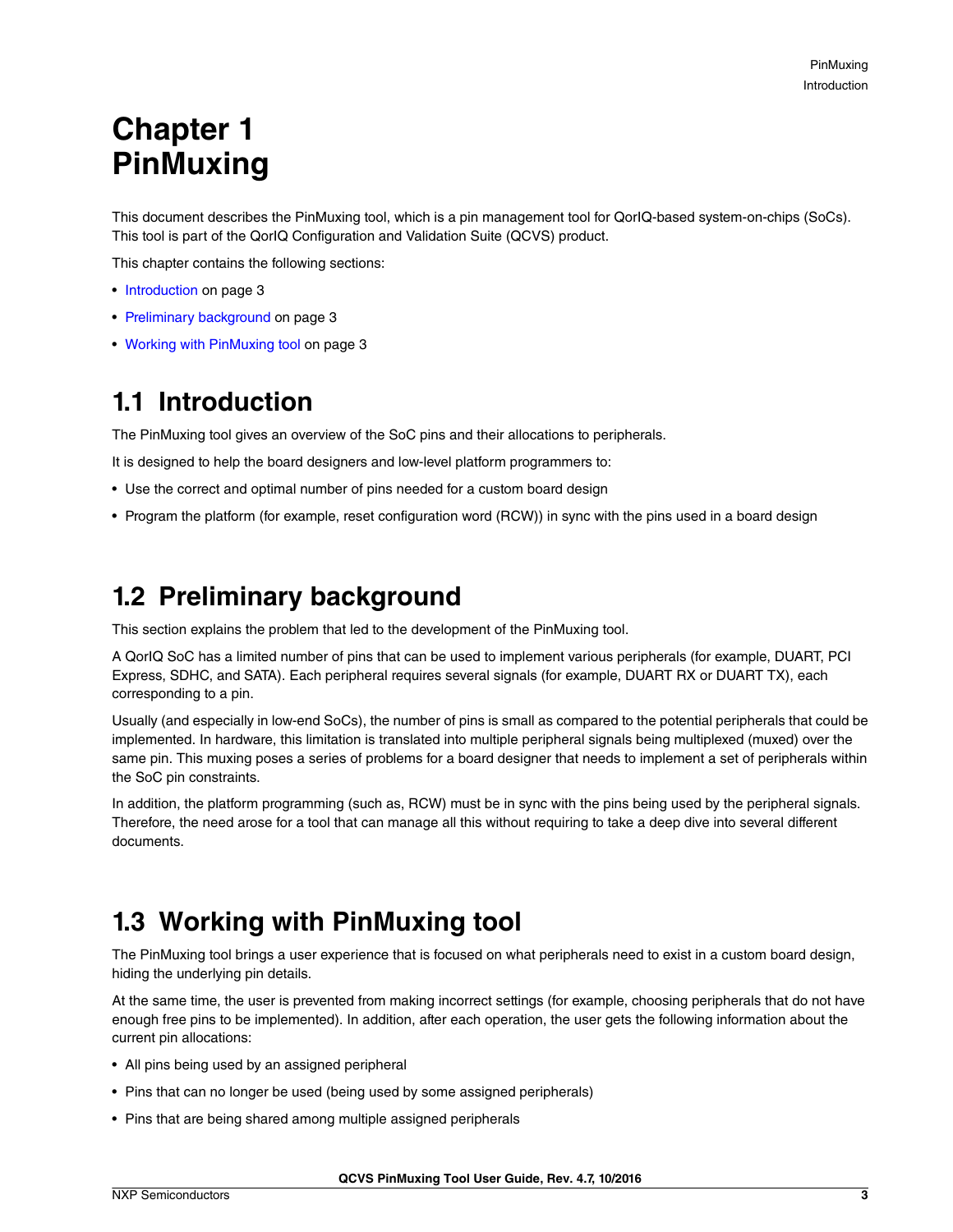# Chapter 1 PinMuxing

This document describes the PinMuxing tool, which is a pin management tool for QorIQ-based system-on-chips (SoCs). This tool is part of the QorIQ Configuration and Validation Suite (QCVS) product.

This chapter contains the following sections:

- Introduction on page 3
- Preliminary background on page 3
- Working with PinMuxing tool on page 3

## 1.1 Introduction

The PinMuxing tool gives an overview of the SoC pins and their allocations to peripherals.

It is designed to help the board designers and low-level platform programmers to:

- Use the correct and optimal number of pins needed for a custom board design
- Program the platform (for example, reset configuration word (RCW)) in sync with the pins used in a board design

## 1.2 Preliminary background

This section explains the problem that led to the development of the PinMuxing tool.

A QorIQ SoC has a limited number of pins that can be used to implement various peripherals (for example, DUART, PCI Express, SDHC, and SATA). Each peripheral requires several signals (for example, DUART RX or DUART TX), each corresponding to a pin.

Usually (and especially in low-end SoCs), the number of pins is small as compared to the potential peripherals that could be implemented. In hardware, this limitation is translated into multiple peripheral signals being multiplexed (muxed) over the same pin. This muxing poses a series of problems for a board designer that needs to implement a set of peripherals within the SoC pin constraints.

In addition, the platform programming (such as, RCW) must be in sync with the pins being used by the peripheral signals. Therefore, the need arose for a tool that can manage all this without requiring to take a deep dive into several different documents.

## 1.3 Working with PinMuxing tool

The PinMuxing tool brings a user experience that is focused on what peripherals need to exist in a custom board design, hiding the underlying pin details.

At the same time, the user is prevented from making incorrect settings (for example, choosing peripherals that do not have enough free pins to be implemented). In addition, after each operation, the user gets the following information about the current pin allocations:

- All pins being used by an assigned peripheral
- Pins that can no longer be used (being used by some assigned peripherals)
- Pins that are being shared among multiple assigned peripherals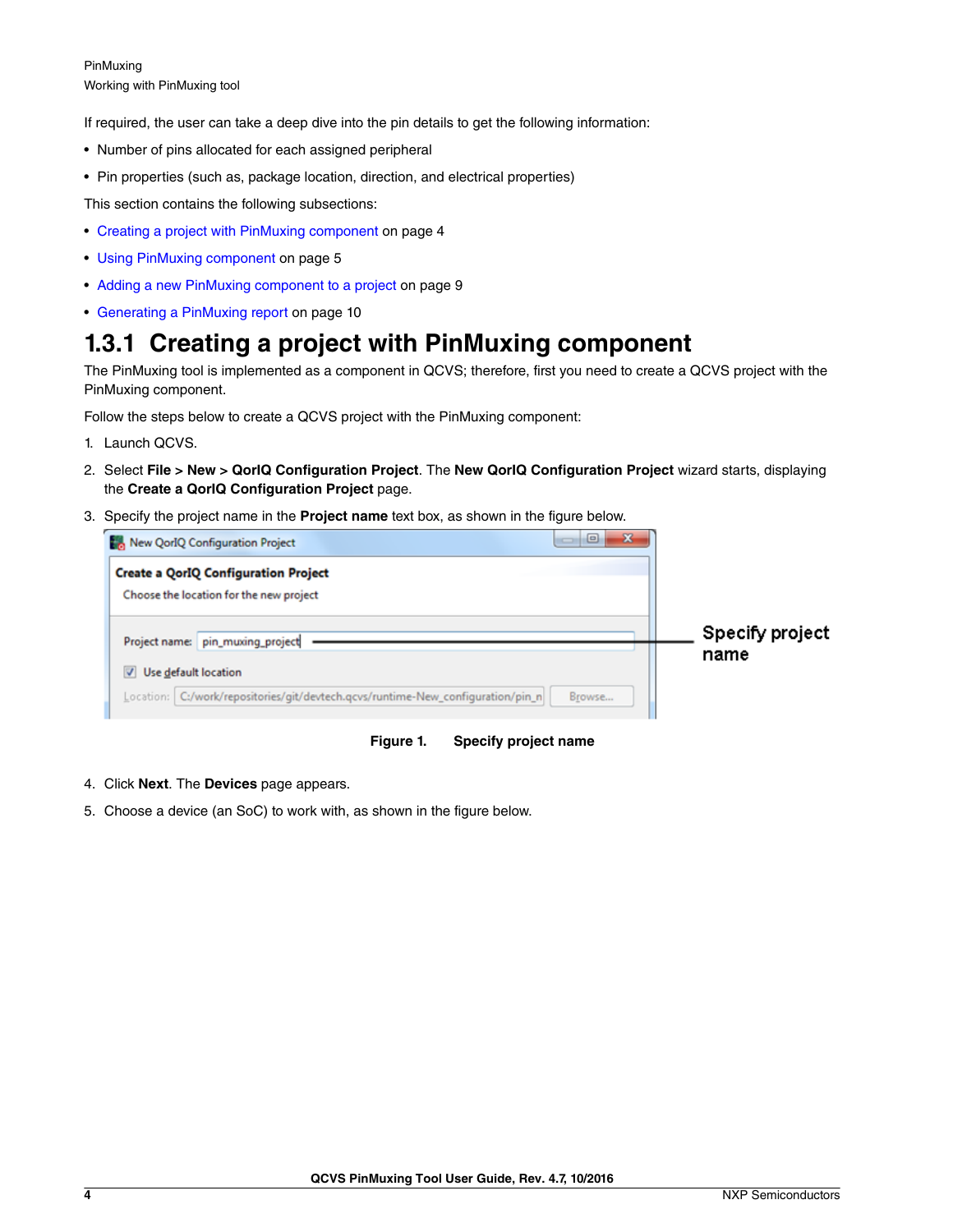If required, the user can take a deep dive into the pin details to get the following information:

- Number of pins allocated for each assigned peripheral
- Pin properties (such as, package location, direction, and electrical properties)

This section contains the following subsections:

- Creating a project with PinMuxing component on page 4
- Using PinMuxing component on page 5
- Adding a new PinMuxing component to a project on page 9
- Generating a PinMuxing report on page 10

### 1.3.1 Creating a project with PinMuxing component

The PinMuxing tool is implemented as a component in QCVS; therefore, first you need to create a QCVS project with the PinMuxing component.

Follow the steps below to create a QCVS project with the PinMuxing component:

1. Launch QCVS.
2. Select **File > New > QorIQ Configuration Project**. The **New QorIQ Configuration Project** wizard starts, displaying the **Create a QorIQ Configuration Project** page.
3. Specify the project name in the **Project name** text box, as shown in the figure below.

**Figure 1. Specify project name**

4. Click **Next**. The **Devices** page appears.
5. Choose a device (an SoC) to work with, as shown in the figure below.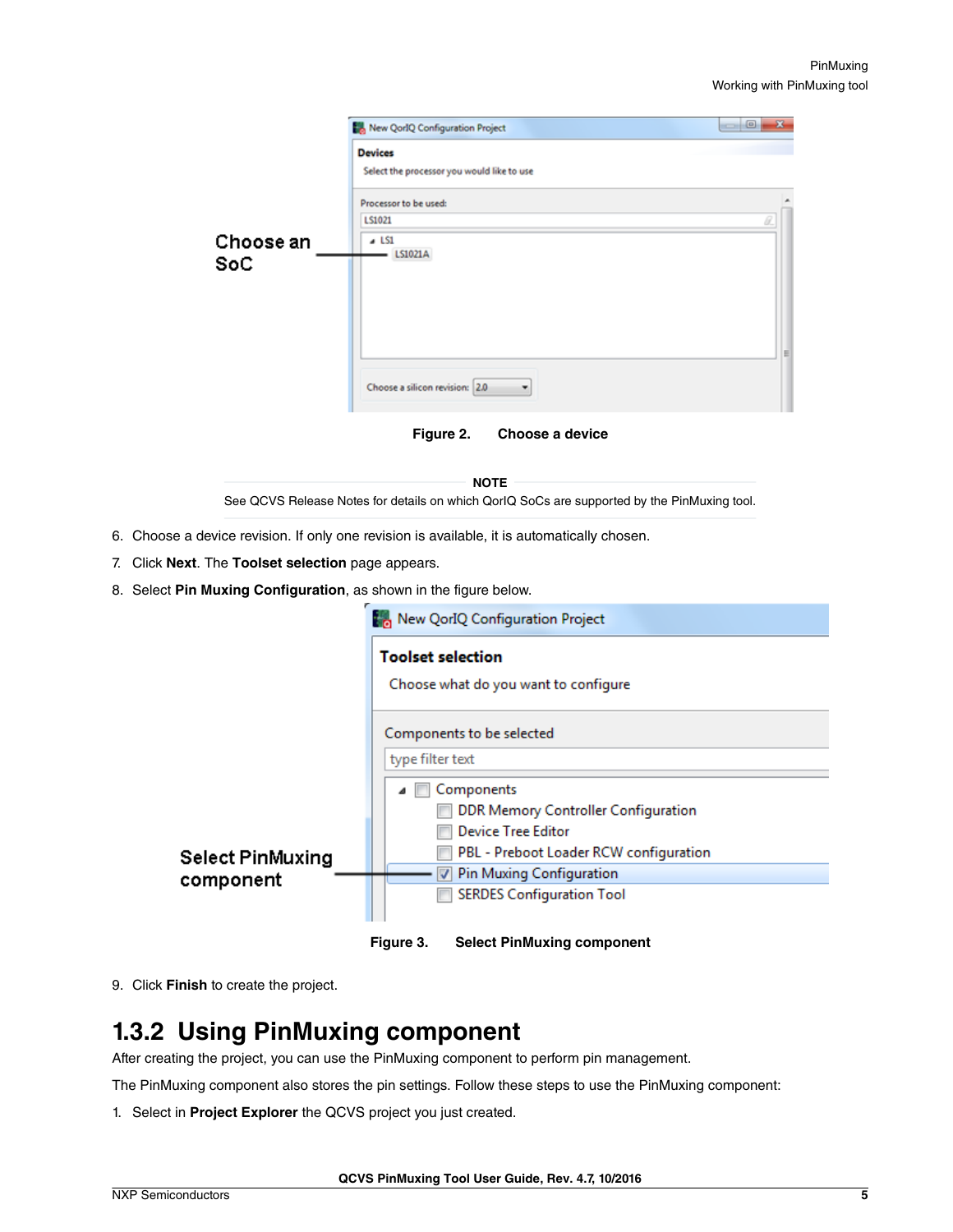Figure 2. Choose a device

**NOTE**

See QCVS Release Notes for details on which QorIQ SoCs are supported by the PinMuxing tool.

6. Choose a device revision. If only one revision is available, it is automatically chosen.
7. Click **Next**. The **Toolset selection** page appears.
8. Select **Pin Muxing Configuration**, as shown in the figure below.

Figure 3. Select PinMuxing component

9. Click **Finish** to create the project.

## 1.3.2 Using PinMuxing component

After creating the project, you can use the PinMuxing component to perform pin management.

The PinMuxing component also stores the pin settings. Follow these steps to use the PinMuxing component:

1. Select in **Project Explorer** the QCVS project you just created.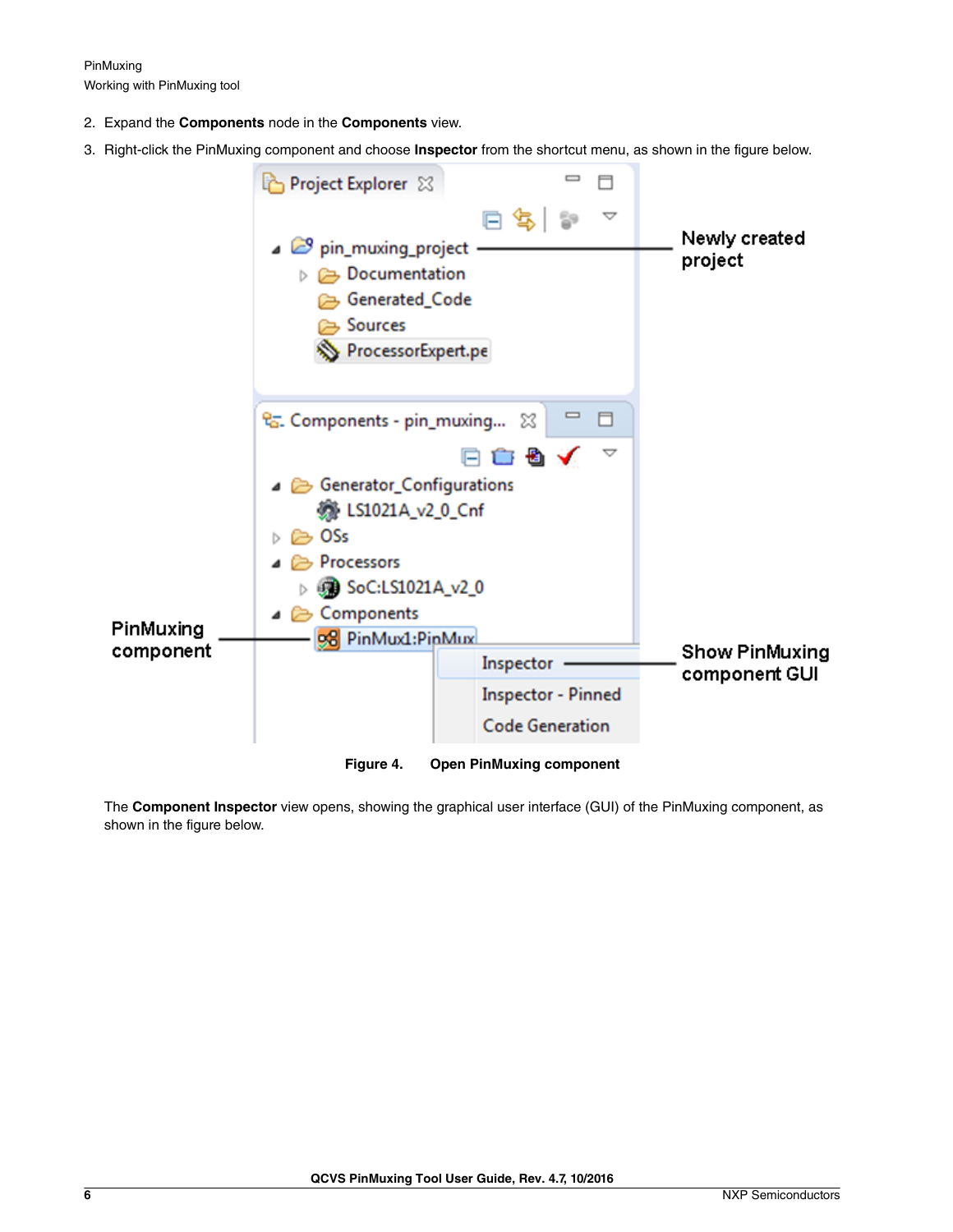2. Expand the **Components** node in the **Components** view.
3. Right-click the PinMuxing component and choose **Inspector** from the shortcut menu, as shown in the figure below.

**Figure 4. Open PinMuxing component**

The **Component Inspector** view opens, showing the graphical user interface (GUI) of the PinMuxing component, as shown in the figure below.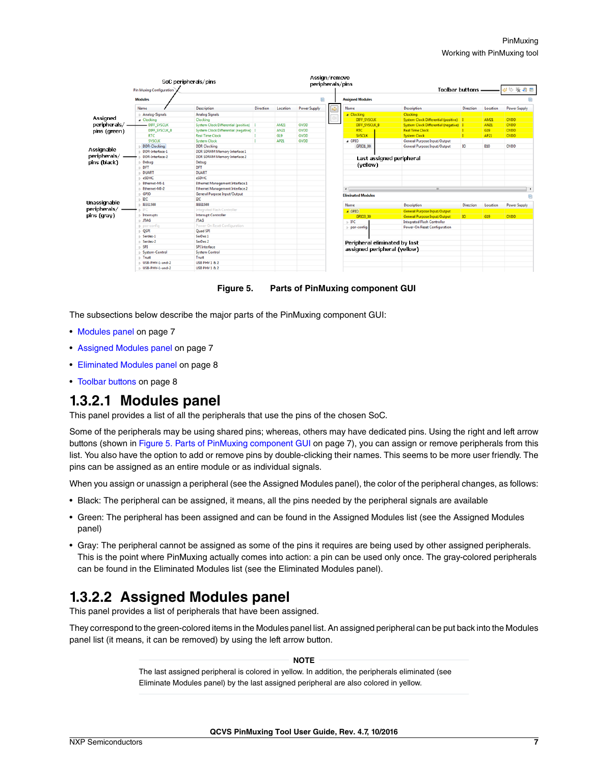Figure 5. Parts of PinMuxing component GUI

The subsections below describe the major parts of the PinMuxing component GUI:

- Modules panel on page 7
- Assigned Modules panel on page 7
- Eliminated Modules panel on page 8
- Toolbar buttons on page 8

## 1.3.2.1 Modules panel

This panel provides a list of all the peripherals that use the pins of the chosen SoC.

Some of the peripherals may be using shared pins; whereas, others may have dedicated pins. Using the right and left arrow buttons (shown in Figure 5. Parts of PinMuxing component GUI on page 7), you can assign or remove peripherals from this list. You also have the option to add or remove pins by double-clicking their names. This seems to be more user friendly. The pins can be assigned as an entire module or as individual signals.

When you assign or unassign a peripheral (see the Assigned Modules panel), the color of the peripheral changes, as follows:

- Black: The peripheral can be assigned, it means, all the pins needed by the peripheral signals are available
- Green: The peripheral has been assigned and can be found in the Assigned Modules list (see the Assigned Modules panel)
- Gray: The peripheral cannot be assigned as some of the pins it requires are being used by other assigned peripherals. This is the point where PinMuxing actually comes into action: a pin can be used only once. The gray-colored peripherals can be found in the Eliminated Modules list (see the Eliminated Modules panel).

## 1.3.2.2 Assigned Modules panel

This panel provides a list of peripherals that have been assigned.

They correspond to the green-colored items in the Modules panel list. An assigned peripheral can be put back into the Modules panel list (it means, it can be removed) by using the left arrow button.

**NOTE**

The last assigned peripheral is colored in yellow. In addition, the peripherals eliminated (see Eliminate Modules panel) by the last assigned peripheral are also colored in yellow.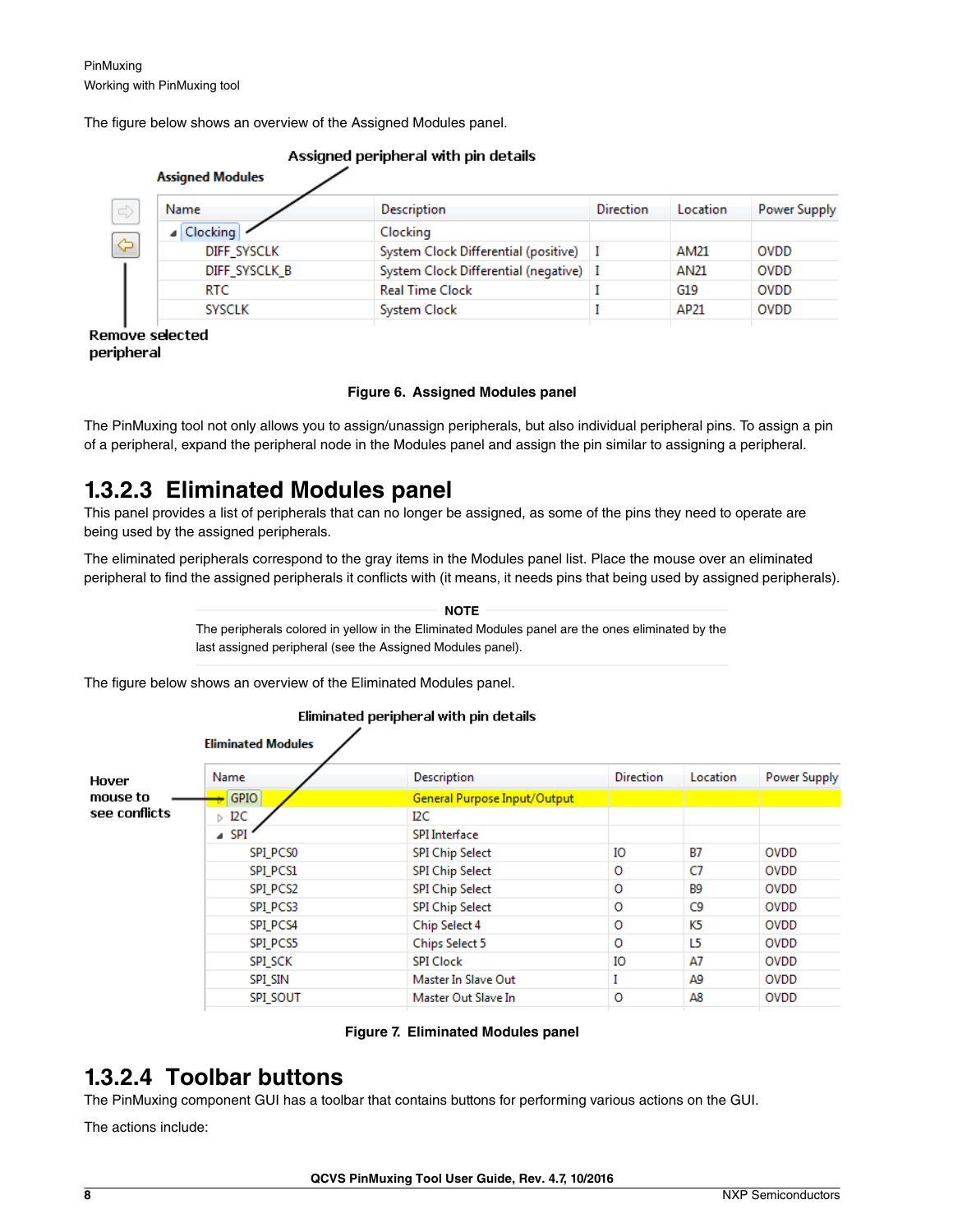The figure below shows an overview of the Assigned Modules panel.

| Name | Description | Direction | Location | Power Supply |
|---|---|---|---|---|
| Clocking | Clocking | | | |
| DIFF_SYSCLK | System Clock Differential (positive) | I | AM21 | OVDD |
| DIFF_SYSCLK_B | System Clock Differential (negative) | I | AN21 | OVDD |
| RTC | Real Time Clock | I | G19 | OVDD |
| SYSCLK | System Clock | I | AP21 | OVDD |

**Figure 6. Assigned Modules panel**

The PinMuxing tool not only allows you to assign/unassign peripherals, but also individual peripheral pins. To assign a pin of a peripheral, expand the peripheral node in the Modules panel and assign the pin similar to assigning a peripheral.

## 1.3.2.3 Eliminated Modules panel

This panel provides a list of peripherals that can no longer be assigned, as some of the pins they need to operate are being used by the assigned peripherals.

The eliminated peripherals correspond to the gray items in the Modules panel list. Place the mouse over an eliminated peripheral to find the assigned peripherals it conflicts with (it means, it needs pins that being used by assigned peripherals).

**NOTE**

The peripherals colored in yellow in the Eliminated Modules panel are the ones eliminated by the last assigned peripheral (see the Assigned Modules panel).

The figure below shows an overview of the Eliminated Modules panel.

| Name | Description | Direction | Location | Power Supply |
|---|---|---|---|---|
| GPIO | General Purpose Input/Output | | | |
| I2C | I2C | | | |
| SPI | SPI Interface | | | |
| SPI_PCS0 | SPI Chip Select | IO | B7 | OVDD |
| SPI_PCS1 | SPI Chip Select | O | C7 | OVDD |
| SPI_PCS2 | SPI Chip Select | O | B9 | OVDD |
| SPI_PCS3 | SPI Chip Select | O | C9 | OVDD |
| SPI_PCS4 | Chip Select 4 | O | K5 | OVDD |
| SPI_PCS5 | Chips Select 5 | O | L5 | OVDD |
| SPI_SCK | SPI Clock | IO | A7 | OVDD |
| SPI_SIN | Master In Slave Out | I | A9 | OVDD |
| SPI_SOUT | Master Out Slave In | O | A8 | OVDD |

**Figure 7. Eliminated Modules panel**

## 1.3.2.4 Toolbar buttons

The PinMuxing component GUI has a toolbar that contains buttons for performing various actions on the GUI.

The actions include: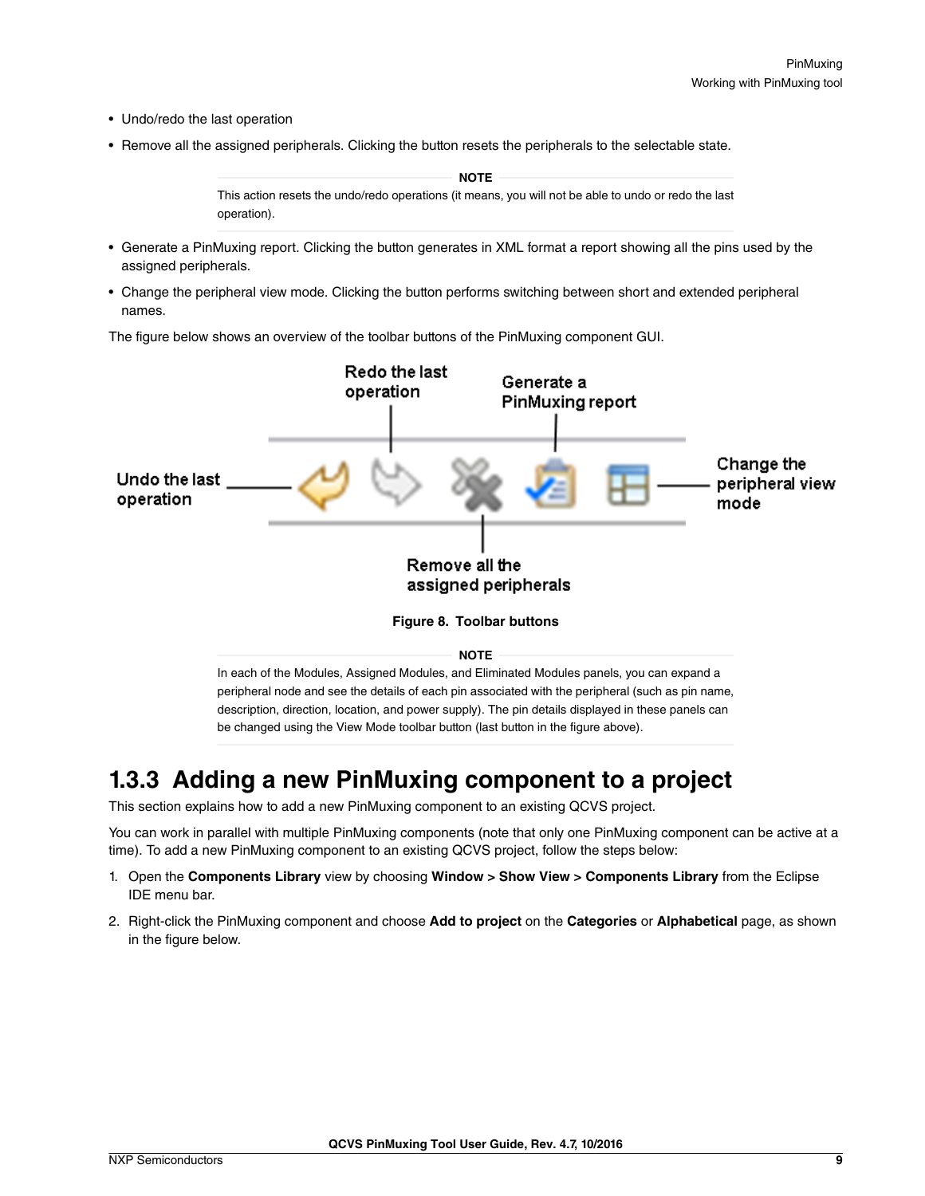- Undo/redo the last operation
- Remove all the assigned peripherals. Clicking the button resets the peripherals to the selectable state.

**NOTE**

This action resets the undo/redo operations (it means, you will not be able to undo or redo the last operation).

- Generate a PinMuxing report. Clicking the button generates in XML format a report showing all the pins used by the assigned peripherals.
- Change the peripheral view mode. Clicking the button performs switching between short and extended peripheral names.

The figure below shows an overview of the toolbar buttons of the PinMuxing component GUI.

**Figure 8. Toolbar buttons**

**NOTE**

In each of the Modules, Assigned Modules, and Eliminated Modules panels, you can expand a peripheral node and see the details of each pin associated with the peripheral (such as pin name, description, direction, location, and power supply). The pin details displayed in these panels can be changed using the View Mode toolbar button (last button in the figure above).

## 1.3.3 Adding a new PinMuxing component to a project

This section explains how to add a new PinMuxing component to an existing QCVS project.

You can work in parallel with multiple PinMuxing components (note that only one PinMuxing component can be active at a time). To add a new PinMuxing component to an existing QCVS project, follow the steps below:

1. Open the **Components Library** view by choosing **Window > Show View > Components Library** from the Eclipse IDE menu bar.
2. Right-click the PinMuxing component and choose **Add to project** on the **Categories** or **Alphabetical** page, as shown in the figure below.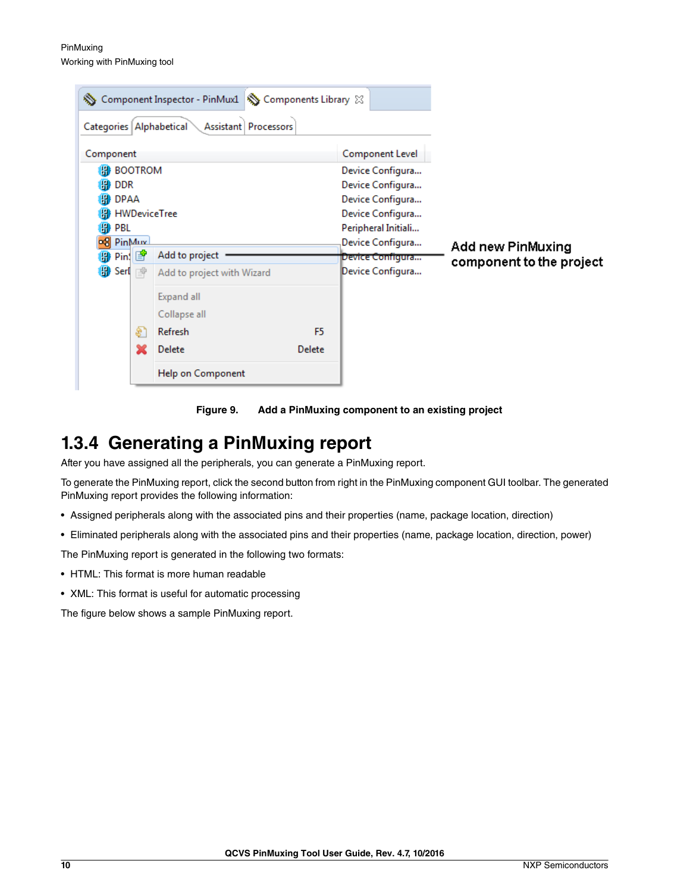Figure 9. Add a PinMuxing component to an existing project

## 1.3.4 Generating a PinMuxing report

After you have assigned all the peripherals, you can generate a PinMuxing report.

To generate the PinMuxing report, click the second button from right in the PinMuxing component GUI toolbar. The generated PinMuxing report provides the following information:

- Assigned peripherals along with the associated pins and their properties (name, package location, direction)
- Eliminated peripherals along with the associated pins and their properties (name, package location, direction, power)

The PinMuxing report is generated in the following two formats:

- HTML: This format is more human readable
- XML: This format is useful for automatic processing

The figure below shows a sample PinMuxing report.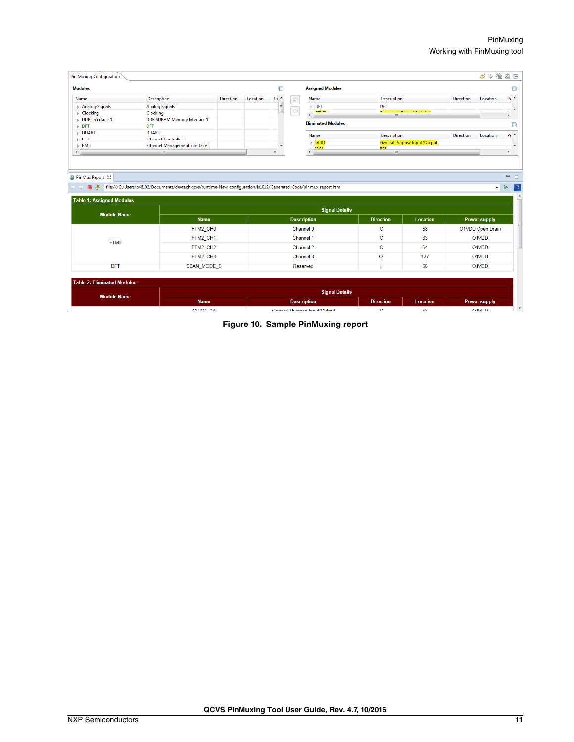Figure 10. Sample PinMuxing report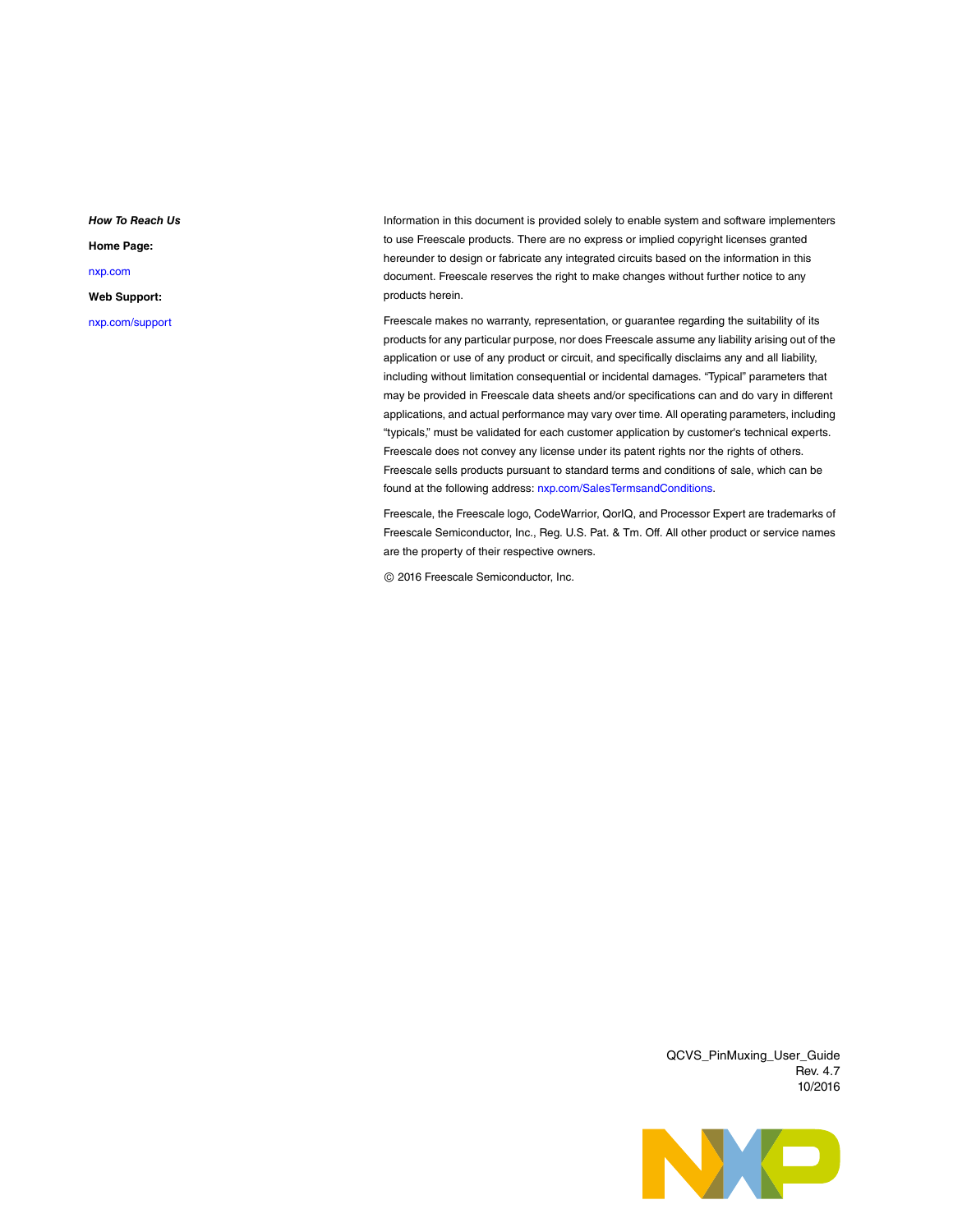***How To Reach Us***

**Home Page:**

nxp.com

**Web Support:**

nxp.com/support

Information in this document is provided solely to enable system and software implementers to use Freescale products. There are no express or implied copyright licenses granted hereunder to design or fabricate any integrated circuits based on the information in this document. Freescale reserves the right to make changes without further notice to any products herein.

Freescale makes no warranty, representation, or guarantee regarding the suitability of its products for any particular purpose, nor does Freescale assume any liability arising out of the application or use of any product or circuit, and specifically disclaims any and all liability, including without limitation consequential or incidental damages. “Typical” parameters that may be provided in Freescale data sheets and/or specifications can and do vary in different applications, and actual performance may vary over time. All operating parameters, including “typicals,” must be validated for each customer application by customer's technical experts. Freescale does not convey any license under its patent rights nor the rights of others. Freescale sells products pursuant to standard terms and conditions of sale, which can be found at the following address: nxp.com/SalesTermsandConditions.

Freescale, the Freescale logo, CodeWarrior, QorIQ, and Processor Expert are trademarks of Freescale Semiconductor, Inc., Reg. U.S. Pat. & Tm. Off. All other product or service names are the property of their respective owners.

© 2016 Freescale Semiconductor, Inc.

QCVS_PinMuxing_User_Guide
Rev. 4.7
10/2016